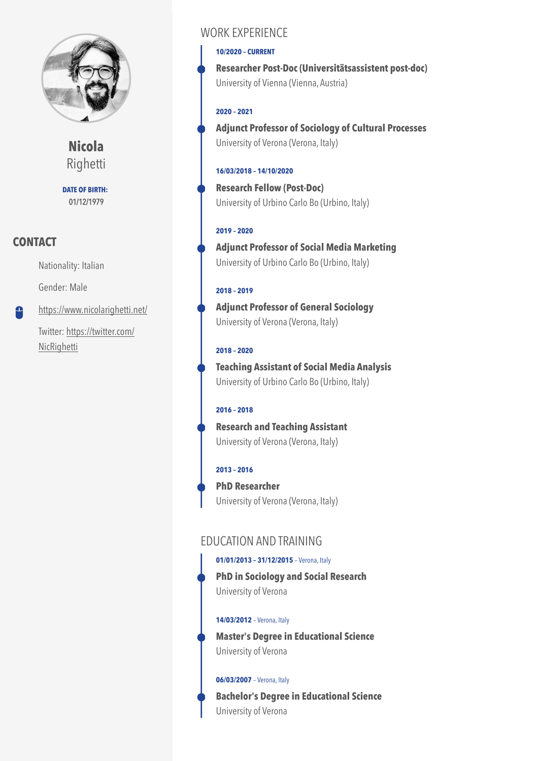# Nicola Righetti

**DATE OF BIRTH:**
01/12/1979

## CONTACT

Nationality: Italian

Gender: Male

https://www.nicolarighetti.net/

Twitter: https://twitter.com/NicRighetti

## WORK EXPERIENCE

**10/2020 – CURRENT**

**Researcher Post-Doc (Universitätsassistent post-doc)**
University of Vienna (Vienna, Austria)

**2020 – 2021**

**Adjunct Professor of Sociology of Cultural Processes**
University of Verona (Verona, Italy)

**16/03/2018 – 14/10/2020**

**Research Fellow (Post-Doc)**
University of Urbino Carlo Bo (Urbino, Italy)

**2019 – 2020**

**Adjunct Professor of Social Media Marketing**
University of Urbino Carlo Bo (Urbino, Italy)

**2018 – 2019**

**Adjunct Professor of General Sociology**
University of Verona (Verona, Italy)

**2018 – 2020**

**Teaching Assistant of Social Media Analysis**
University of Urbino Carlo Bo (Urbino, Italy)

**2016 – 2018**

**Research and Teaching Assistant**
University of Verona (Verona, Italy)

**2013 – 2016**

**PhD Researcher**
University of Verona (Verona, Italy)

## EDUCATION AND TRAINING

**01/01/2013 – 31/12/2015** – Verona, Italy

**PhD in Sociology and Social Research**
University of Verona

**14/03/2012** – Verona, Italy

**Master's Degree in Educational Science**
University of Verona

**06/03/2007** – Verona, Italy

**Bachelor's Degree in Educational Science**
University of Verona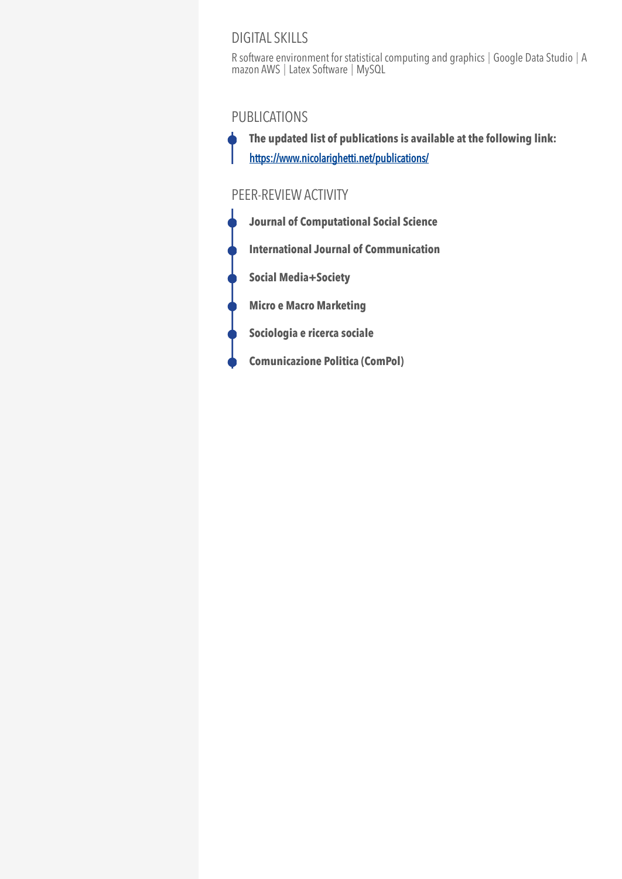## DIGITAL SKILLS

R software environment for statistical computing and graphics | Google Data Studio | Amazon AWS | Latex Software | MySQL

## PUBLICATIONS

- **The updated list of publications is available at the following link:** [https://www.nicolarighetti.net/publications/](https://www.nicolarighetti.net/publications/)

## PEER-REVIEW ACTIVITY

- **Journal of Computational Social Science**
- **International Journal of Communication**
- **Social Media+Society**
- **Micro e Macro Marketing**
- **Sociologia e ricerca sociale**
- **Comunicazione Politica (ComPol)**